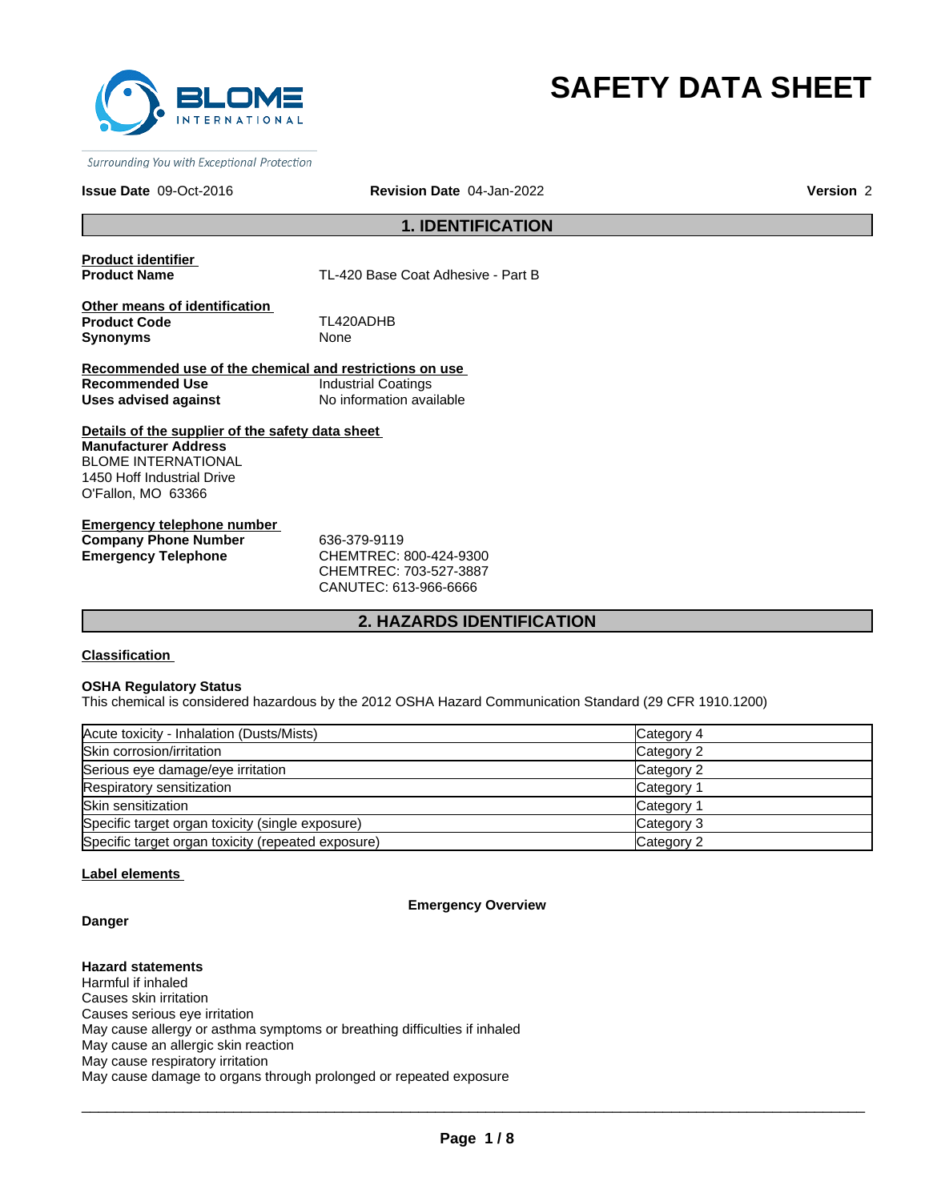# SAFETY DATA SHEET

*Surrounding You with Exceptional Protection*

**Issue Date** 09-Oct-2016 **Revision Date** 04-Jan-2022 **Version** 2

## 1. IDENTIFICATION

**Product identifier**
**Product Name** TL-420 Base Coat Adhesive - Part B

**Other means of identification**
**Product Code** TL420ADHB
**Synonyms** None

**Recommended use of the chemical and restrictions on use**
**Recommended Use** Industrial Coatings
**Uses advised against** No information available

**Details of the supplier of the safety data sheet**
**Manufacturer Address**
BLOME INTERNATIONAL
1450 Hoff Industrial Drive
O'Fallon, MO 63366

**Emergency telephone number**
**Company Phone Number** 636-379-9119
**Emergency Telephone** CHEMTREC: 800-424-9300
CHEMTREC: 703-527-3887
CANUTEC: 613-966-6666

## 2. HAZARDS IDENTIFICATION

**Classification**

**OSHA Regulatory Status**
This chemical is considered hazardous by the 2012 OSHA Hazard Communication Standard (29 CFR 1910.1200)

| Hazard | Category |
|---|---|
| Acute toxicity - Inhalation (Dusts/Mists) | Category 4 |
| Skin corrosion/irritation | Category 2 |
| Serious eye damage/eye irritation | Category 2 |
| Respiratory sensitization | Category 1 |
| Skin sensitization | Category 1 |
| Specific target organ toxicity (single exposure) | Category 3 |
| Specific target organ toxicity (repeated exposure) | Category 2 |

**Label elements**

**Emergency Overview**

**Danger**

**Hazard statements**
Harmful if inhaled
Causes skin irritation
Causes serious eye irritation
May cause allergy or asthma symptoms or breathing difficulties if inhaled
May cause an allergic skin reaction
May cause respiratory irritation
May cause damage to organs through prolonged or repeated exposure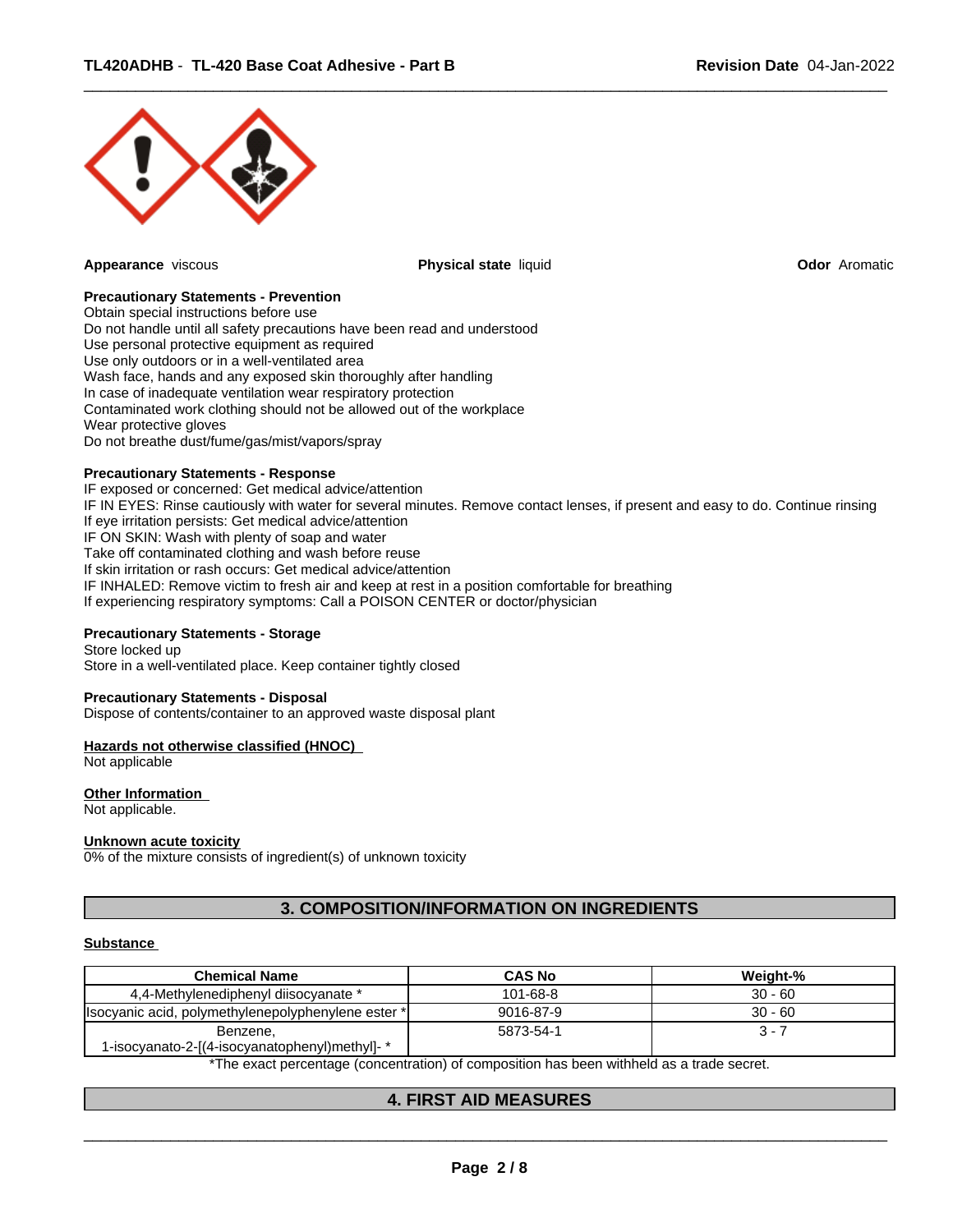**Appearance** viscous **Physical state** liquid **Odor** Aromatic

**Precautionary Statements - Prevention**

Obtain special instructions before use
Do not handle until all safety precautions have been read and understood
Use personal protective equipment as required
Use only outdoors or in a well-ventilated area
Wash face, hands and any exposed skin thoroughly after handling
In case of inadequate ventilation wear respiratory protection
Contaminated work clothing should not be allowed out of the workplace
Wear protective gloves
Do not breathe dust/fume/gas/mist/vapors/spray

**Precautionary Statements - Response**

IF exposed or concerned: Get medical advice/attention
IF IN EYES: Rinse cautiously with water for several minutes. Remove contact lenses, if present and easy to do. Continue rinsing
If eye irritation persists: Get medical advice/attention
IF ON SKIN: Wash with plenty of soap and water
Take off contaminated clothing and wash before reuse
If skin irritation or rash occurs: Get medical advice/attention
IF INHALED: Remove victim to fresh air and keep at rest in a position comfortable for breathing
If experiencing respiratory symptoms: Call a POISON CENTER or doctor/physician

**Precautionary Statements - Storage**

Store locked up
Store in a well-ventilated place. Keep container tightly closed

**Precautionary Statements - Disposal**

Dispose of contents/container to an approved waste disposal plant

**Hazards not otherwise classified (HNOC)**

Not applicable

**Other Information**

Not applicable.

**Unknown acute toxicity**

0% of the mixture consists of ingredient(s) of unknown toxicity

## 3. COMPOSITION/INFORMATION ON INGREDIENTS

**Substance**

| Chemical Name | CAS No | Weight-% |
|---|---|---|
| 4,4-Methylenediphenyl diisocyanate * | 101-68-8 | 30 - 60 |
| Isocyanic acid, polymethylenepolyphenylene ester * | 9016-87-9 | 30 - 60 |
| Benzene, 1-isocyanato-2-[(4-isocyanatophenyl)methyl]- * | 5873-54-1 | 3 - 7 |

*The exact percentage (concentration) of composition has been withheld as a trade secret.

## 4. FIRST AID MEASURES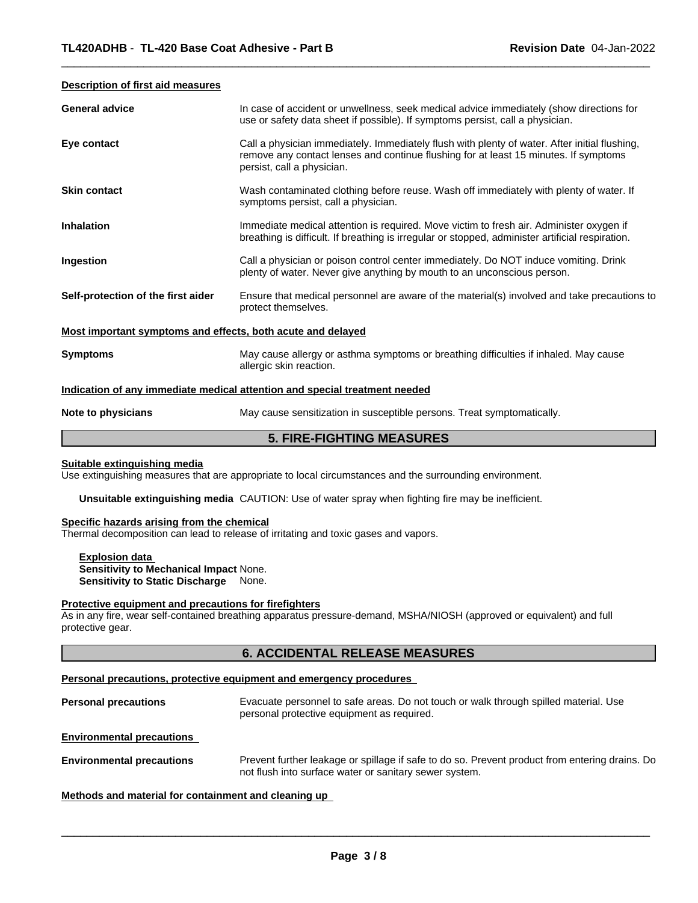### Description of first aid measures

**General advice** In case of accident or unwellness, seek medical advice immediately (show directions for use or safety data sheet if possible). If symptoms persist, call a physician.

**Eye contact** Call a physician immediately. Immediately flush with plenty of water. After initial flushing, remove any contact lenses and continue flushing for at least 15 minutes. If symptoms persist, call a physician.

**Skin contact** Wash contaminated clothing before reuse. Wash off immediately with plenty of water. If symptoms persist, call a physician.

**Inhalation** Immediate medical attention is required. Move victim to fresh air. Administer oxygen if breathing is difficult. If breathing is irregular or stopped, administer artificial respiration.

**Ingestion** Call a physician or poison control center immediately. Do NOT induce vomiting. Drink plenty of water. Never give anything by mouth to an unconscious person.

**Self-protection of the first aider** Ensure that medical personnel are aware of the material(s) involved and take precautions to protect themselves.

### Most important symptoms and effects, both acute and delayed

**Symptoms** May cause allergy or asthma symptoms or breathing difficulties if inhaled. May cause allergic skin reaction.

### Indication of any immediate medical attention and special treatment needed

**Note to physicians** May cause sensitization in susceptible persons. Treat symptomatically.

## 5. FIRE-FIGHTING MEASURES

### Suitable extinguishing media

Use extinguishing measures that are appropriate to local circumstances and the surrounding environment.

**Unsuitable extinguishing media** CAUTION: Use of water spray when fighting fire may be inefficient.

### Specific hazards arising from the chemical

Thermal decomposition can lead to release of irritating and toxic gases and vapors.

**Explosion data**
**Sensitivity to Mechanical Impact** None.
**Sensitivity to Static Discharge** None.

### Protective equipment and precautions for firefighters

As in any fire, wear self-contained breathing apparatus pressure-demand, MSHA/NIOSH (approved or equivalent) and full protective gear.

## 6. ACCIDENTAL RELEASE MEASURES

### Personal precautions, protective equipment and emergency procedures

**Personal precautions** Evacuate personnel to safe areas. Do not touch or walk through spilled material. Use personal protective equipment as required.

### Environmental precautions

**Environmental precautions** Prevent further leakage or spillage if safe to do so. Prevent product from entering drains. Do not flush into surface water or sanitary sewer system.

### Methods and material for containment and cleaning up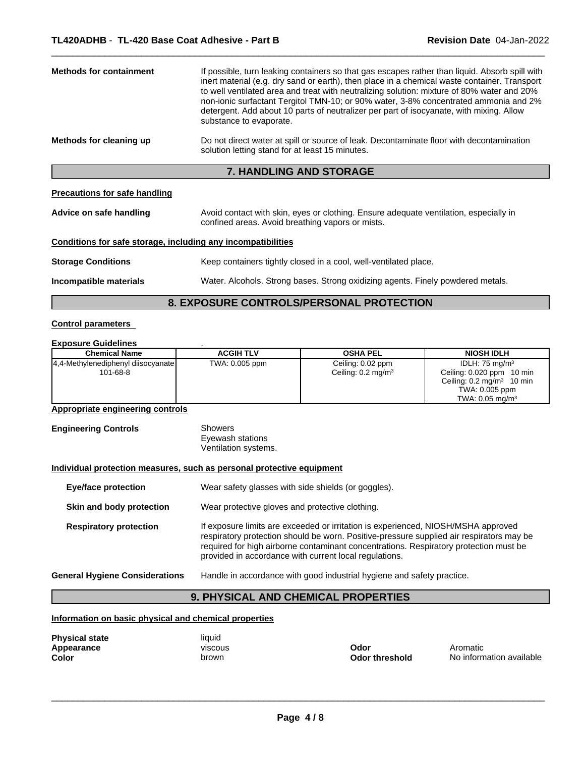**Methods for containment** If possible, turn leaking containers so that gas escapes rather than liquid. Absorb spill with inert material (e.g. dry sand or earth), then place in a chemical waste container. Transport to well ventilated area and treat with neutralizing solution: mixture of 80% water and 20% non-ionic surfactant Tergitol TMN-10; or 90% water, 3-8% concentrated ammonia and 2% detergent. Add about 10 parts of neutralizer per part of isocyanate, with mixing. Allow substance to evaporate.

**Methods for cleaning up** Do not direct water at spill or source of leak. Decontaminate floor with decontamination solution letting stand for at least 15 minutes.

## 7. HANDLING AND STORAGE

**Precautions for safe handling**

**Advice on safe handling** Avoid contact with skin, eyes or clothing. Ensure adequate ventilation, especially in confined areas. Avoid breathing vapors or mists.

**Conditions for safe storage, including any incompatibilities**

**Storage Conditions** Keep containers tightly closed in a cool, well-ventilated place.

**Incompatible materials** Water. Alcohols. Strong bases. Strong oxidizing agents. Finely powdered metals.

## 8. EXPOSURE CONTROLS/PERSONAL PROTECTION

**Control parameters**

**Exposure Guidelines** .

| Chemical Name | ACGIH TLV | OSHA PEL | NIOSH IDLH |
|---|---|---|---|
| 4,4-Methylenediphenyl diisocyanate 101-68-8 | TWA: 0.005 ppm | Ceiling: 0.02 ppm<br>Ceiling: 0.2 mg/m$^3$ | IDLH: 75 mg/m$^3$<br>Ceiling: 0.020 ppm 10 min<br>Ceiling: 0.2 mg/m$^3$ 10 min<br>TWA: 0.005 ppm<br>TWA: 0.05 mg/m$^3$ |

**Appropriate engineering controls**

**Engineering Controls** Showers
Eyewash stations
Ventilation systems.

**Individual protection measures, such as personal protective equipment**

**Eye/face protection** Wear safety glasses with side shields (or goggles).

**Skin and body protection** Wear protective gloves and protective clothing.

**Respiratory protection** If exposure limits are exceeded or irritation is experienced, NIOSH/MSHA approved respiratory protection should be worn. Positive-pressure supplied air respirators may be required for high airborne contaminant concentrations. Respiratory protection must be provided in accordance with current local regulations.

**General Hygiene Considerations** Handle in accordance with good industrial hygiene and safety practice.

## 9. PHYSICAL AND CHEMICAL PROPERTIES

**Information on basic physical and chemical properties**

**Physical state** liquid
**Appearance** viscous
**Color** brown
**Odor** Aromatic
**Odor threshold** No information available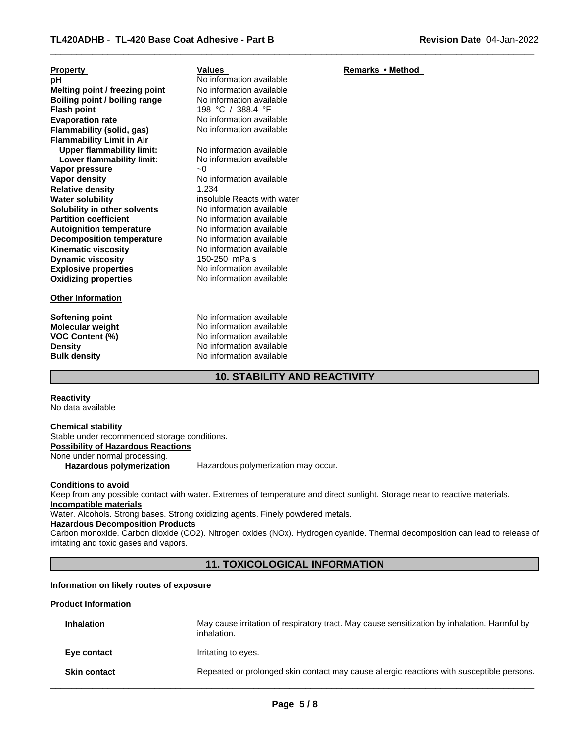| Property | Values | Remarks • Method |
|---|---|---|
| **pH** | No information available | |
| **Melting point / freezing point** | No information available | |
| **Boiling point / boiling range** | No information available | |
| **Flash point** | 198 °C / 388.4 °F | |
| **Evaporation rate** | No information available | |
| **Flammability (solid, gas)** | No information available | |
| **Flammability Limit in Air** | | |
| **Upper flammability limit:** | No information available | |
| **Lower flammability limit:** | No information available | |
| **Vapor pressure** | ~0 | |
| **Vapor density** | No information available | |
| **Relative density** | 1.234 | |
| **Water solubility** | insoluble Reacts with water | |
| **Solubility in other solvents** | No information available | |
| **Partition coefficient** | No information available | |
| **Autoignition temperature** | No information available | |
| **Decomposition temperature** | No information available | |
| **Kinematic viscosity** | No information available | |
| **Dynamic viscosity** | 150-250 mPa s | |
| **Explosive properties** | No information available | |
| **Oxidizing properties** | No information available | |

**Other Information**

| | |
|---|---|
| **Softening point** | No information available |
| **Molecular weight** | No information available |
| **VOC Content (%)** | No information available |
| **Density** | No information available |
| **Bulk density** | No information available |

## 10. STABILITY AND REACTIVITY

**Reactivity**
No data available

**Chemical stability**
Stable under recommended storage conditions.

**Possibility of Hazardous Reactions**
None under normal processing.

**Hazardous polymerization** Hazardous polymerization may occur.

**Conditions to avoid**
Keep from any possible contact with water. Extremes of temperature and direct sunlight. Storage near to reactive materials.

**Incompatible materials**
Water. Alcohols. Strong bases. Strong oxidizing agents. Finely powdered metals.

**Hazardous Decomposition Products**
Carbon monoxide. Carbon dioxide ($CO_2$). Nitrogen oxides ($NO_x$). Hydrogen cyanide. Thermal decomposition can lead to release of irritating and toxic gases and vapors.

## 11. TOXICOLOGICAL INFORMATION

**Information on likely routes of exposure**

**Product Information**

| | |
|---|---|
| **Inhalation** | May cause irritation of respiratory tract. May cause sensitization by inhalation. Harmful by inhalation. |
| **Eye contact** | Irritating to eyes. |
| **Skin contact** | Repeated or prolonged skin contact may cause allergic reactions with susceptible persons. |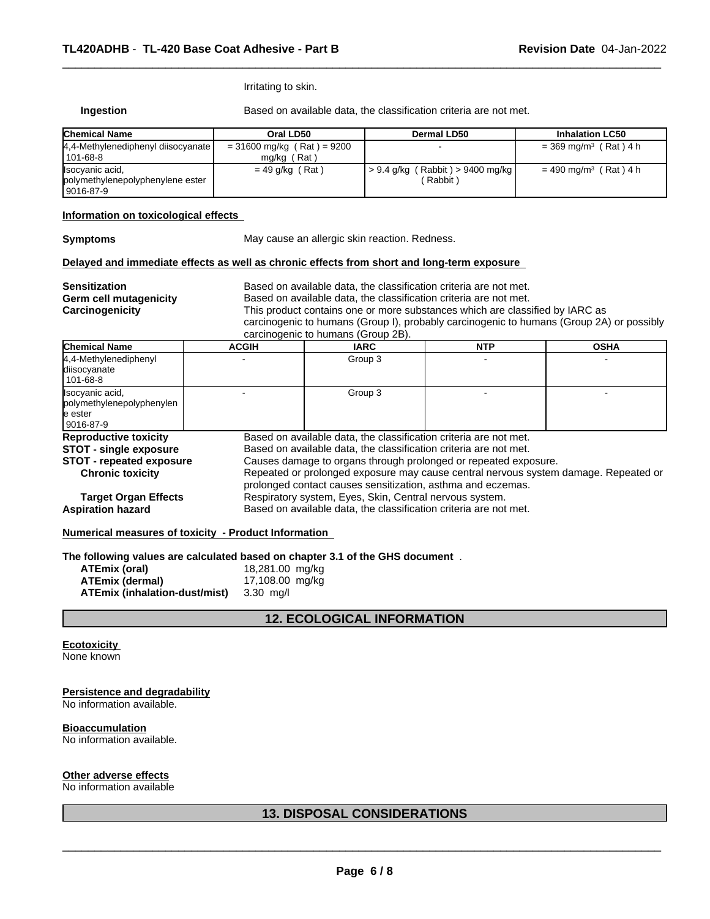Irritating to skin.

**Ingestion** Based on available data, the classification criteria are not met.

| Chemical Name | Oral LD50 | Dermal LD50 | Inhalation LC50 |
|---|---|---|---|
| 4,4-Methylenediphenyl diisocyanate 101-68-8 | = 31600 mg/kg ( Rat ) = 9200 mg/kg ( Rat ) | - | = 369 mg/m³ ( Rat ) 4 h |
| Isocyanic acid, polymethylenepolyphenylene ester 9016-87-9 | = 49 g/kg ( Rat ) | > 9.4 g/kg ( Rabbit ) > 9400 mg/kg ( Rabbit ) | = 490 mg/m³ ( Rat ) 4 h |

**Information on toxicological effects**

**Symptoms** May cause an allergic skin reaction. Redness.

**Delayed and immediate effects as well as chronic effects from short and long-term exposure**

**Sensitization** Based on available data, the classification criteria are not met.
**Germ cell mutagenicity** Based on available data, the classification criteria are not met.
**Carcinogenicity** This product contains one or more substances which are classified by IARC as carcinogenic to humans (Group I), probably carcinogenic to humans (Group 2A) or possibly carcinogenic to humans (Group 2B).

| Chemical Name | ACGIH | IARC | NTP | OSHA |
|---|---|---|---|---|
| 4,4-Methylenediphenyl diisocyanate 101-68-8 | - | Group 3 | - | - |
| Isocyanic acid, polymethylenepolyphenylene ester 9016-87-9 | - | Group 3 | - | - |

**Reproductive toxicity** Based on available data, the classification criteria are not met.
**STOT - single exposure** Based on available data, the classification criteria are not met.
**STOT - repeated exposure** Causes damage to organs through prolonged or repeated exposure.
**Chronic toxicity** Repeated or prolonged exposure may cause central nervous system damage. Repeated or prolonged contact causes sensitization, asthma and eczemas.
**Target Organ Effects** Respiratory system, Eyes, Skin, Central nervous system.
**Aspiration hazard** Based on available data, the classification criteria are not met.

**Numerical measures of toxicity - Product Information**

**The following values are calculated based on chapter 3.1 of the GHS document** .

**ATEmix (oral)** 18,281.00 mg/kg
**ATEmix (dermal)** 17,108.00 mg/kg
**ATEmix (inhalation-dust/mist)** 3.30 mg/l

## 12. ECOLOGICAL INFORMATION

**Ecotoxicity**
None known

**Persistence and degradability**
No information available.

**Bioaccumulation**
No information available.

**Other adverse effects**
No information available

## 13. DISPOSAL CONSIDERATIONS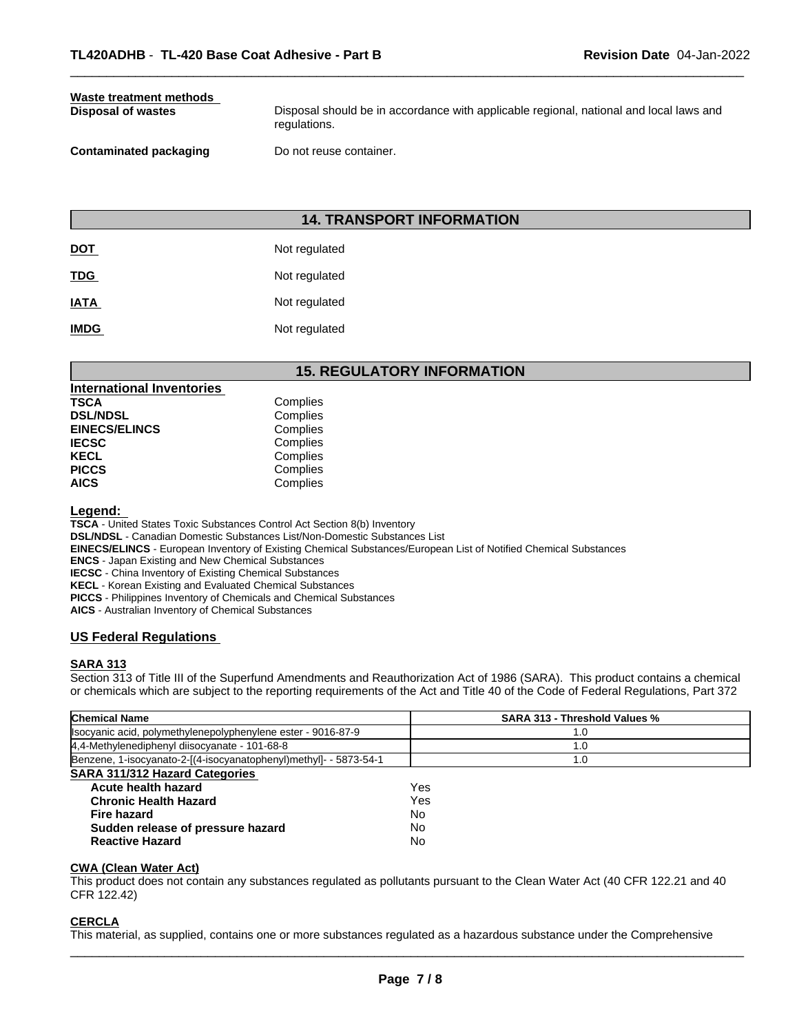**Waste treatment methods**

| | |
|---|---|
| **Disposal of wastes** | Disposal should be in accordance with applicable regional, national and local laws and regulations. |
| **Contaminated packaging** | Do not reuse container. |

## 14. TRANSPORT INFORMATION

| | |
|---|---|
| **DOT** | Not regulated |
| **TDG** | Not regulated |
| **IATA** | Not regulated |
| **IMDG** | Not regulated |

## 15. REGULATORY INFORMATION

**International Inventories**

| | |
|---|---|
| **TSCA** | Complies |
| **DSL/NDSL** | Complies |
| **EINECS/ELINCS** | Complies |
| **IECSC** | Complies |
| **KECL** | Complies |
| **PICCS** | Complies |
| **AICS** | Complies |

**Legend:**

**TSCA** - United States Toxic Substances Control Act Section 8(b) Inventory
**DSL/NDSL** - Canadian Domestic Substances List/Non-Domestic Substances List
**EINECS/ELINCS** - European Inventory of Existing Chemical Substances/European List of Notified Chemical Substances
**ENCS** - Japan Existing and New Chemical Substances
**IECSC** - China Inventory of Existing Chemical Substances
**KECL** - Korean Existing and Evaluated Chemical Substances
**PICCS** - Philippines Inventory of Chemicals and Chemical Substances
**AICS** - Australian Inventory of Chemical Substances

### US Federal Regulations

**SARA 313**

Section 313 of Title III of the Superfund Amendments and Reauthorization Act of 1986 (SARA). This product contains a chemical or chemicals which are subject to the reporting requirements of the Act and Title 40 of the Code of Federal Regulations, Part 372

| Chemical Name | SARA 313 - Threshold Values % |
|---|---|
| Isocyanic acid, polymethylenepolyphenylene ester - 9016-87-9 | 1.0 |
| 4,4-Methylenediphenyl diisocyanate - 101-68-8 | 1.0 |
| Benzene, 1-isocyanato-2-[(4-isocyanatophenyl)methyl]- - 5873-54-1 | 1.0 |

**SARA 311/312 Hazard Categories**

| | |
|---|---|
| **Acute health hazard** | Yes |
| **Chronic Health Hazard** | Yes |
| **Fire hazard** | No |
| **Sudden release of pressure hazard** | No |
| **Reactive Hazard** | No |

**CWA (Clean Water Act)**

This product does not contain any substances regulated as pollutants pursuant to the Clean Water Act (40 CFR 122.21 and 40 CFR 122.42)

**CERCLA**

This material, as supplied, contains one or more substances regulated as a hazardous substance under the Comprehensive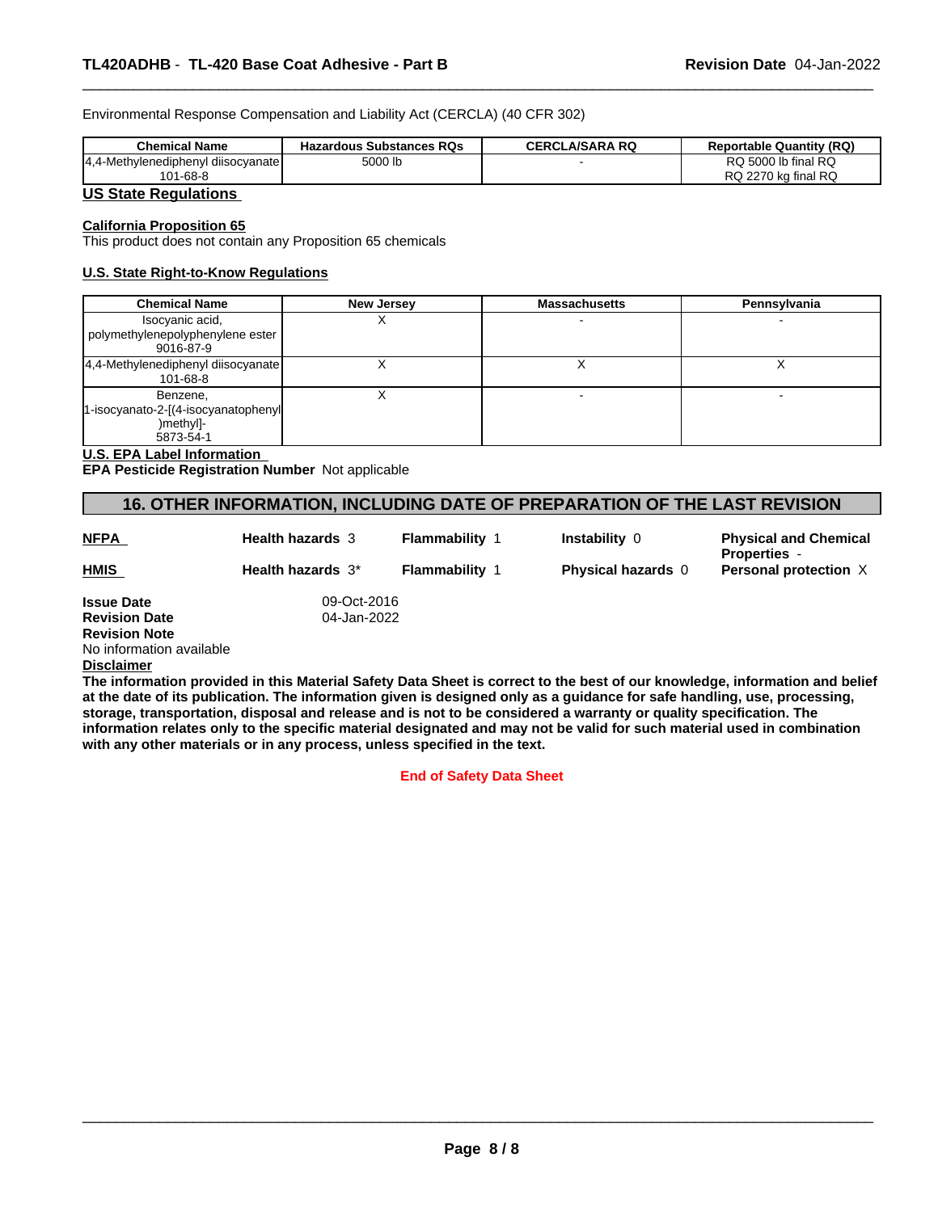Environmental Response Compensation and Liability Act (CERCLA) (40 CFR 302)

| Chemical Name | Hazardous Substances RQs | CERCLA/SARA RQ | Reportable Quantity (RQ) |
| --- | --- | --- | --- |
| 4,4-Methylenediphenyl diisocyanate 101-68-8 | 5000 lb | - | RQ 5000 lb final RQ RQ 2270 kg final RQ |

## US State Regulations

**California Proposition 65**

This product does not contain any Proposition 65 chemicals

**U.S. State Right-to-Know Regulations**

| Chemical Name | New Jersey | Massachusetts | Pennsylvania |
| --- | --- | --- | --- |
| Isocyanic acid, polymethylenepolyphenylene ester 9016-87-9 | X | - | - |
| 4,4-Methylenediphenyl diisocyanate 101-68-8 | X | X | X |
| Benzene, 1-isocyanato-2-[(4-isocyanatophenyl)methyl]- 5873-54-1 | X | - | - |

**U.S. EPA Label Information**

**EPA Pesticide Registration Number** Not applicable

## 16. OTHER INFORMATION, INCLUDING DATE OF PREPARATION OF THE LAST REVISION

| | | | | |
| --- | --- | --- | --- | --- |
| **NFPA** | **Health hazards** 3 | **Flammability** 1 | **Instability** 0 | **Physical and Chemical Properties** - |
| **HMIS** | **Health hazards** 3* | **Flammability** 1 | **Physical hazards** 0 | **Personal protection** X |

**Issue Date** 09-Oct-2016

**Revision Date** 04-Jan-2022

**Revision Note**

No information available

**Disclaimer**

**The information provided in this Material Safety Data Sheet is correct to the best of our knowledge, information and belief at the date of its publication. The information given is designed only as a guidance for safe handling, use, processing, storage, transportation, disposal and release and is not to be considered a warranty or quality specification. The information relates only to the specific material designated and may not be valid for such material used in combination with any other materials or in any process, unless specified in the text.**

**End of Safety Data Sheet**